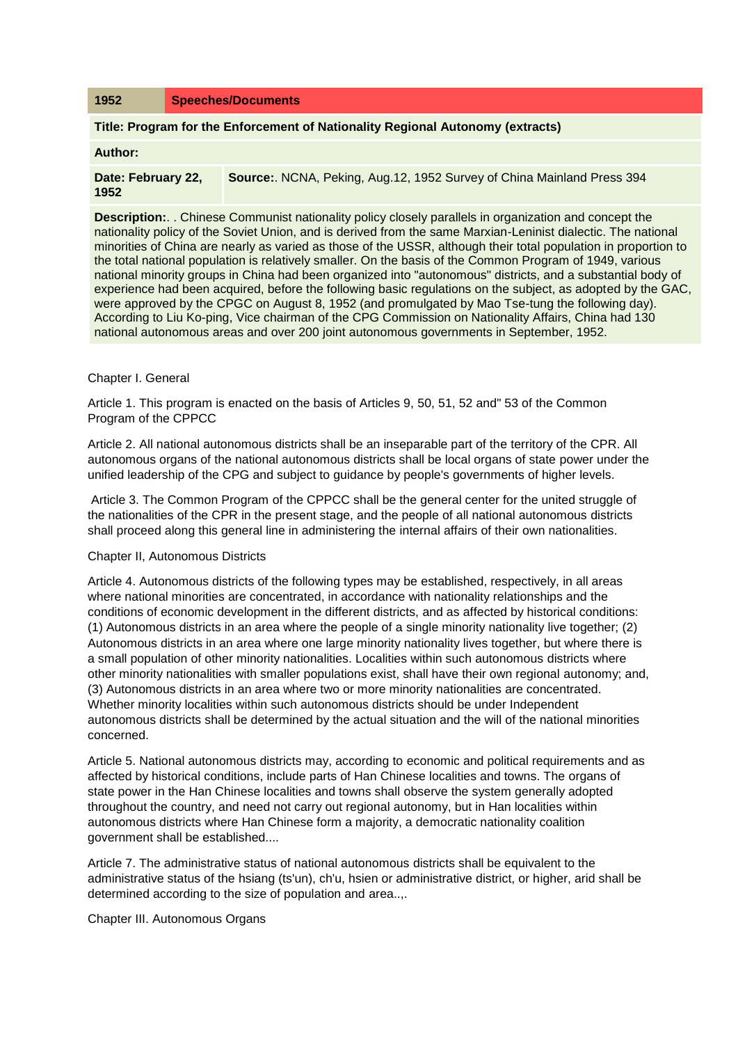| 1952 | Speeches/Documents |
|---|---|

**Title: Program for the Enforcement of Nationality Regional Autonomy (extracts)**

**Author:**

| **Date: February 22, 1952** | **Source:**. NCNA, Peking, Aug.12, 1952 Survey of China Mainland Press 394 |
|---|---|

**Description:**. . Chinese Communist nationality policy closely parallels in organization and concept the nationality policy of the Soviet Union, and is derived from the same Marxian-Leninist dialectic. The national minorities of China are nearly as varied as those of the USSR, although their total population in proportion to the total national population is relatively smaller. On the basis of the Common Program of 1949, various national minority groups in China had been organized into "autonomous" districts, and a substantial body of experience had been acquired, before the following basic regulations on the subject, as adopted by the GAC, were approved by the CPGC on August 8, 1952 (and promulgated by Mao Tse-tung the following day). According to Liu Ko-ping, Vice chairman of the CPG Commission on Nationality Affairs, China had 130 national autonomous areas and over 200 joint autonomous governments in September, 1952.

Chapter I. General

Article 1. This program is enacted on the basis of Articles 9, 50, 51, 52 and" 53 of the Common Program of the CPPCC

Article 2. All national autonomous districts shall be an inseparable part of the territory of the CPR. All autonomous organs of the national autonomous districts shall be local organs of state power under the unified leadership of the CPG and subject to guidance by people's governments of higher levels.

Article 3. The Common Program of the CPPCC shall be the general center for the united struggle of the nationalities of the CPR in the present stage, and the people of all national autonomous districts shall proceed along this general line in administering the internal affairs of their own nationalities.

Chapter II, Autonomous Districts

Article 4. Autonomous districts of the following types may be established, respectively, in all areas where national minorities are concentrated, in accordance with nationality relationships and the conditions of economic development in the different districts, and as affected by historical conditions: (1) Autonomous districts in an area where the people of a single minority nationality live together; (2) Autonomous districts in an area where one large minority nationality lives together, but where there is a small population of other minority nationalities. Localities within such autonomous districts where other minority nationalities with smaller populations exist, shall have their own regional autonomy; and, (3) Autonomous districts in an area where two or more minority nationalities are concentrated. Whether minority localities within such autonomous districts should be under Independent autonomous districts shall be determined by the actual situation and the will of the national minorities concerned.

Article 5. National autonomous districts may, according to economic and political requirements and as affected by historical conditions, include parts of Han Chinese localities and towns. The organs of state power in the Han Chinese localities and towns shall observe the system generally adopted throughout the country, and need not carry out regional autonomy, but in Han localities within autonomous districts where Han Chinese form a majority, a democratic nationality coalition government shall be established....

Article 7. The administrative status of national autonomous districts shall be equivalent to the administrative status of the hsiang (ts'un), ch'u, hsien or administrative district, or higher, arid shall be determined according to the size of population and area..,.

Chapter III. Autonomous Organs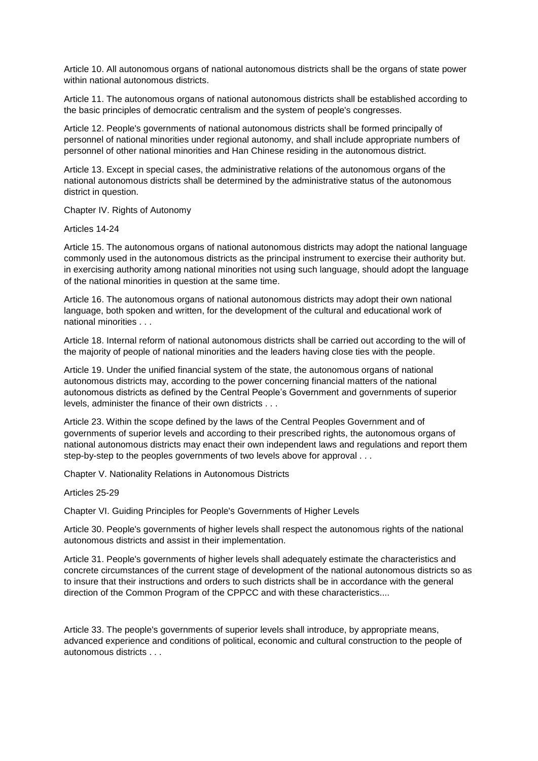Article 10. All autonomous organs of national autonomous districts shall be the organs of state power within national autonomous districts.

Article 11. The autonomous organs of national autonomous districts shall be established according to the basic principles of democratic centralism and the system of people's congresses.

Article 12. People's governments of national autonomous districts shall be formed principally of personnel of national minorities under regional autonomy, and shall include appropriate numbers of personnel of other national minorities and Han Chinese residing in the autonomous district.

Article 13. Except in special cases, the administrative relations of the autonomous organs of the national autonomous districts shall be determined by the administrative status of the autonomous district in question.

## Chapter IV. Rights of Autonomy

Articles 14-24

Article 15. The autonomous organs of national autonomous districts may adopt the national language commonly used in the autonomous districts as the principal instrument to exercise their authority but. in exercising authority among national minorities not using such language, should adopt the language of the national minorities in question at the same time.

Article 16. The autonomous organs of national autonomous districts may adopt their own national language, both spoken and written, for the development of the cultural and educational work of national minorities . . .

Article 18. Internal reform of national autonomous districts shall be carried out according to the will of the majority of people of national minorities and the leaders having close ties with the people.

Article 19. Under the unified financial system of the state, the autonomous organs of national autonomous districts may, according to the power concerning financial matters of the national autonomous districts as defined by the Central People's Government and governments of superior levels, administer the finance of their own districts . . .

Article 23. Within the scope defined by the laws of the Central Peoples Government and of governments of superior levels and according to their prescribed rights, the autonomous organs of national autonomous districts may enact their own independent laws and regulations and report them step-by-step to the peoples governments of two levels above for approval . . .

## Chapter V. Nationality Relations in Autonomous Districts

Articles 25-29

## Chapter VI. Guiding Principles for People's Governments of Higher Levels

Article 30. People's governments of higher levels shall respect the autonomous rights of the national autonomous districts and assist in their implementation.

Article 31. People's governments of higher levels shall adequately estimate the characteristics and concrete circumstances of the current stage of development of the national autonomous districts so as to insure that their instructions and orders to such districts shall be in accordance with the general direction of the Common Program of the CPPCC and with these characteristics....

Article 33. The people's governments of superior levels shall introduce, by appropriate means, advanced experience and conditions of political, economic and cultural construction to the people of autonomous districts . . .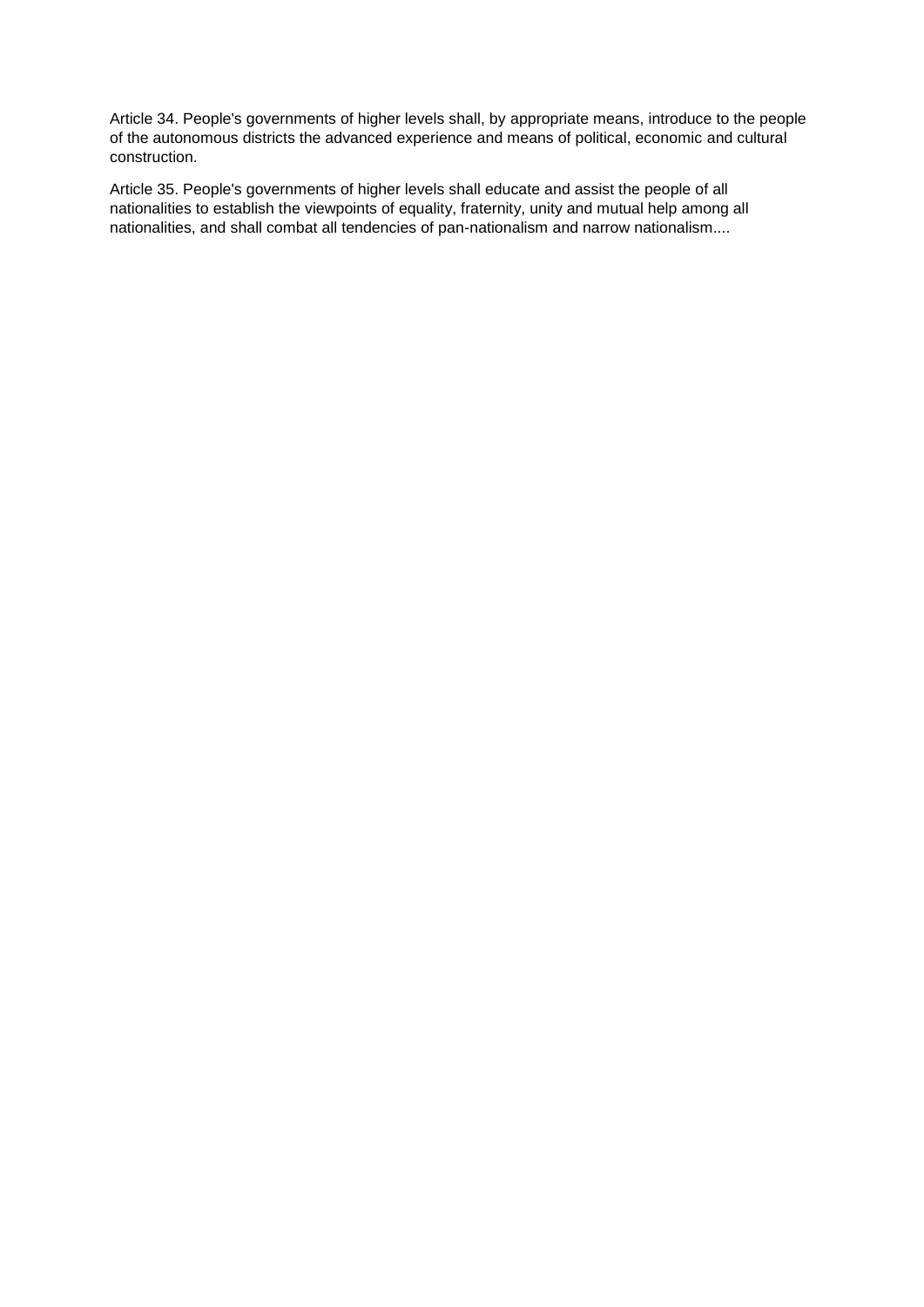Article 34. People's governments of higher levels shall, by appropriate means, introduce to the people of the autonomous districts the advanced experience and means of political, economic and cultural construction.

Article 35. People's governments of higher levels shall educate and assist the people of all nationalities to establish the viewpoints of equality, fraternity, unity and mutual help among all nationalities, and shall combat all tendencies of pan-nationalism and narrow nationalism....